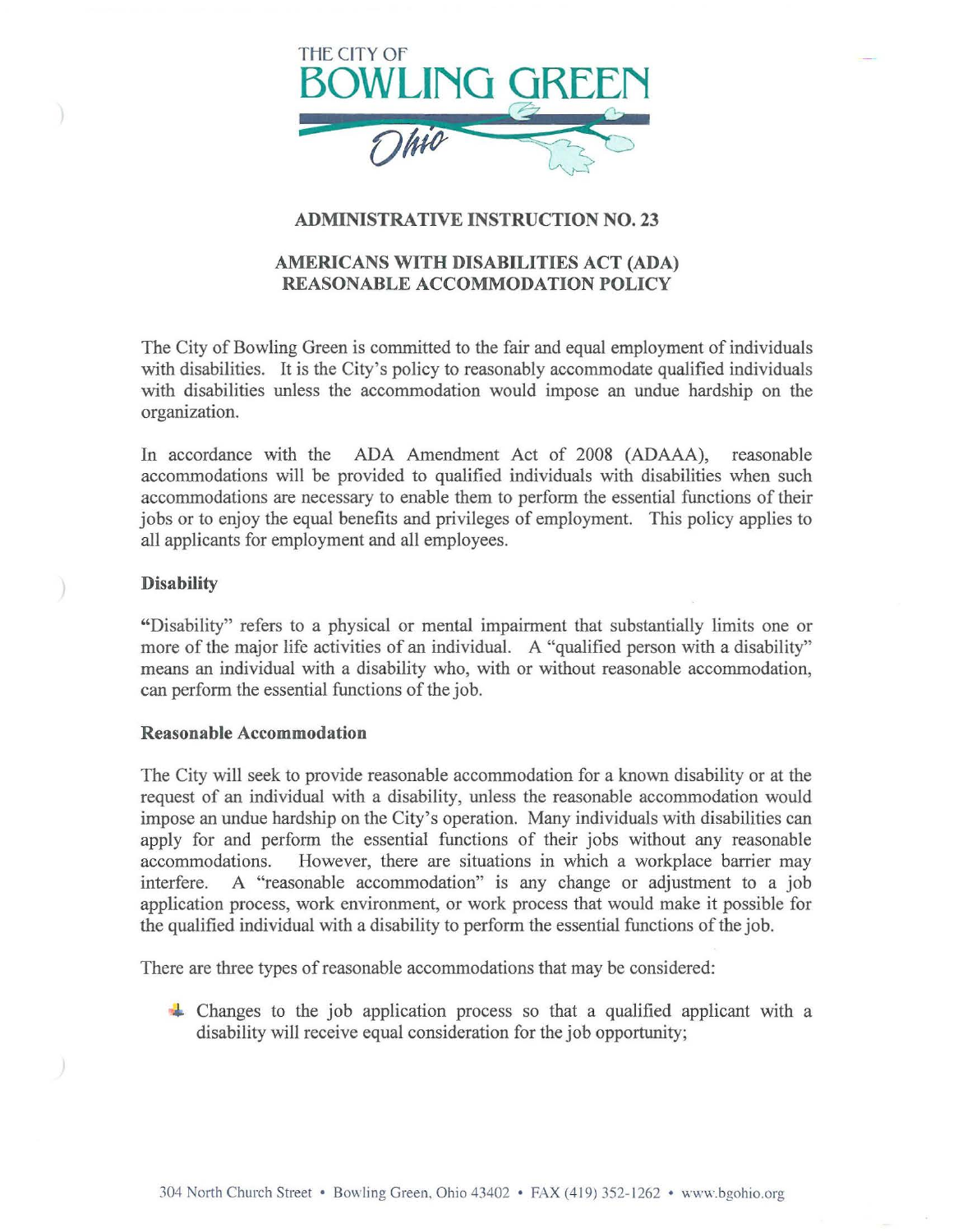THE CITY OF
# BOWLING GREEN
Ohio

## ADMINISTRATIVE INSTRUCTION NO. 23

## AMERICANS WITH DISABILITIES ACT (ADA) REASONABLE ACCOMMODATION POLICY

The City of Bowling Green is committed to the fair and equal employment of individuals with disabilities. It is the City's policy to reasonably accommodate qualified individuals with disabilities unless the accommodation would impose an undue hardship on the organization.

In accordance with the ADA Amendment Act of 2008 (ADAAA), reasonable accommodations will be provided to qualified individuals with disabilities when such accommodations are necessary to enable them to perform the essential functions of their jobs or to enjoy the equal benefits and privileges of employment. This policy applies to all applicants for employment and all employees.

### Disability

"Disability" refers to a physical or mental impairment that substantially limits one or more of the major life activities of an individual. A "qualified person with a disability" means an individual with a disability who, with or without reasonable accommodation, can perform the essential functions of the job.

### Reasonable Accommodation

The City will seek to provide reasonable accommodation for a known disability or at the request of an individual with a disability, unless the reasonable accommodation would impose an undue hardship on the City's operation. Many individuals with disabilities can apply for and perform the essential functions of their jobs without any reasonable accommodations. However, there are situations in which a workplace barrier may interfere. A "reasonable accommodation" is any change or adjustment to a job application process, work environment, or work process that would make it possible for the qualified individual with a disability to perform the essential functions of the job.

There are three types of reasonable accommodations that may be considered:

- Changes to the job application process so that a qualified applicant with a disability will receive equal consideration for the job opportunity;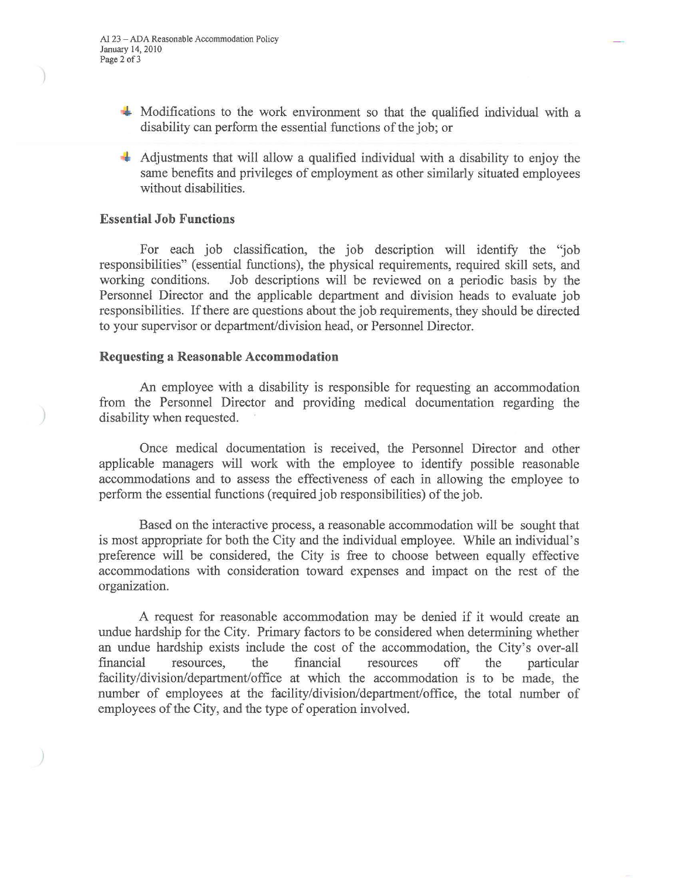- Modifications to the work environment so that the qualified individual with a disability can perform the essential functions of the job; or

- Adjustments that will allow a qualified individual with a disability to enjoy the same benefits and privileges of employment as other similarly situated employees without disabilities.

**Essential Job Functions**

For each job classification, the job description will identify the "job responsibilities" (essential functions), the physical requirements, required skill sets, and working conditions. Job descriptions will be reviewed on a periodic basis by the Personnel Director and the applicable department and division heads to evaluate job responsibilities. If there are questions about the job requirements, they should be directed to your supervisor or department/division head, or Personnel Director.

**Requesting a Reasonable Accommodation**

An employee with a disability is responsible for requesting an accommodation from the Personnel Director and providing medical documentation regarding the disability when requested.

Once medical documentation is received, the Personnel Director and other applicable managers will work with the employee to identify possible reasonable accommodations and to assess the effectiveness of each in allowing the employee to perform the essential functions (required job responsibilities) of the job.

Based on the interactive process, a reasonable accommodation will be sought that is most appropriate for both the City and the individual employee. While an individual's preference will be considered, the City is free to choose between equally effective accommodations with consideration toward expenses and impact on the rest of the organization.

A request for reasonable accommodation may be denied if it would create an undue hardship for the City. Primary factors to be considered when determining whether an undue hardship exists include the cost of the accommodation, the City's over-all financial resources, the financial resources off the particular facility/division/department/office at which the accommodation is to be made, the number of employees at the facility/division/department/office, the total number of employees of the City, and the type of operation involved.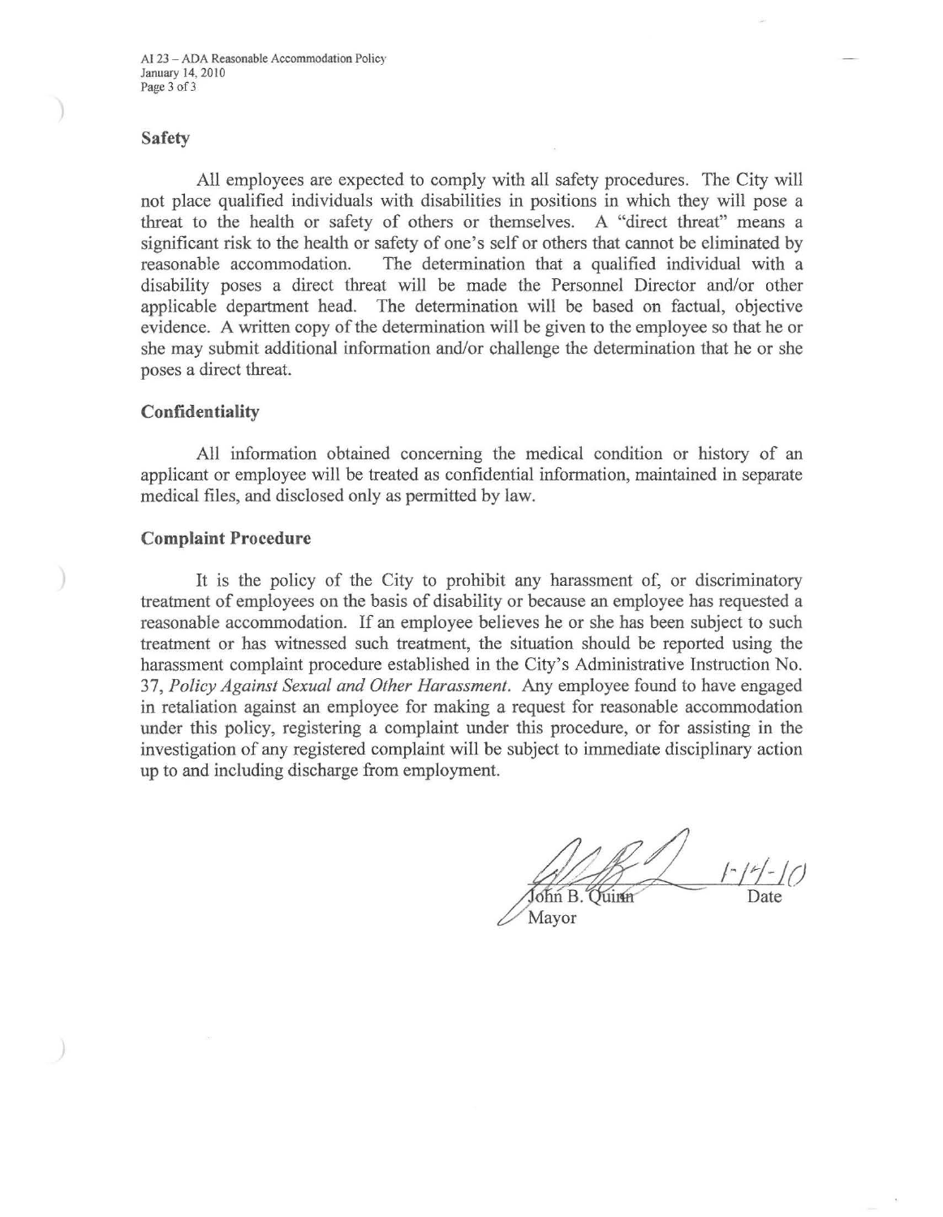## Safety

All employees are expected to comply with all safety procedures. The City will not place qualified individuals with disabilities in positions in which they will pose a threat to the health or safety of others or themselves. A "direct threat" means a significant risk to the health or safety of one's self or others that cannot be eliminated by reasonable accommodation. The determination that a qualified individual with a disability poses a direct threat will be made the Personnel Director and/or other applicable department head. The determination will be based on factual, objective evidence. A written copy of the determination will be given to the employee so that he or she may submit additional information and/or challenge the determination that he or she poses a direct threat.

## Confidentiality

All information obtained concerning the medical condition or history of an applicant or employee will be treated as confidential information, maintained in separate medical files, and disclosed only as permitted by law.

## Complaint Procedure

It is the policy of the City to prohibit any harassment of, or discriminatory treatment of employees on the basis of disability or because an employee has requested a reasonable accommodation. If an employee believes he or she has been subject to such treatment or has witnessed such treatment, the situation should be reported using the harassment complaint procedure established in the City's Administrative Instruction No. 37, *Policy Against Sexual and Other Harassment.* Any employee found to have engaged in retaliation against an employee for making a request for reasonable accommodation under this policy, registering a complaint under this procedure, or for assisting in the investigation of any registered complaint will be subject to immediate disciplinary action up to and including discharge from employment.

John B. Quinn
Mayor

1-14-10
Date